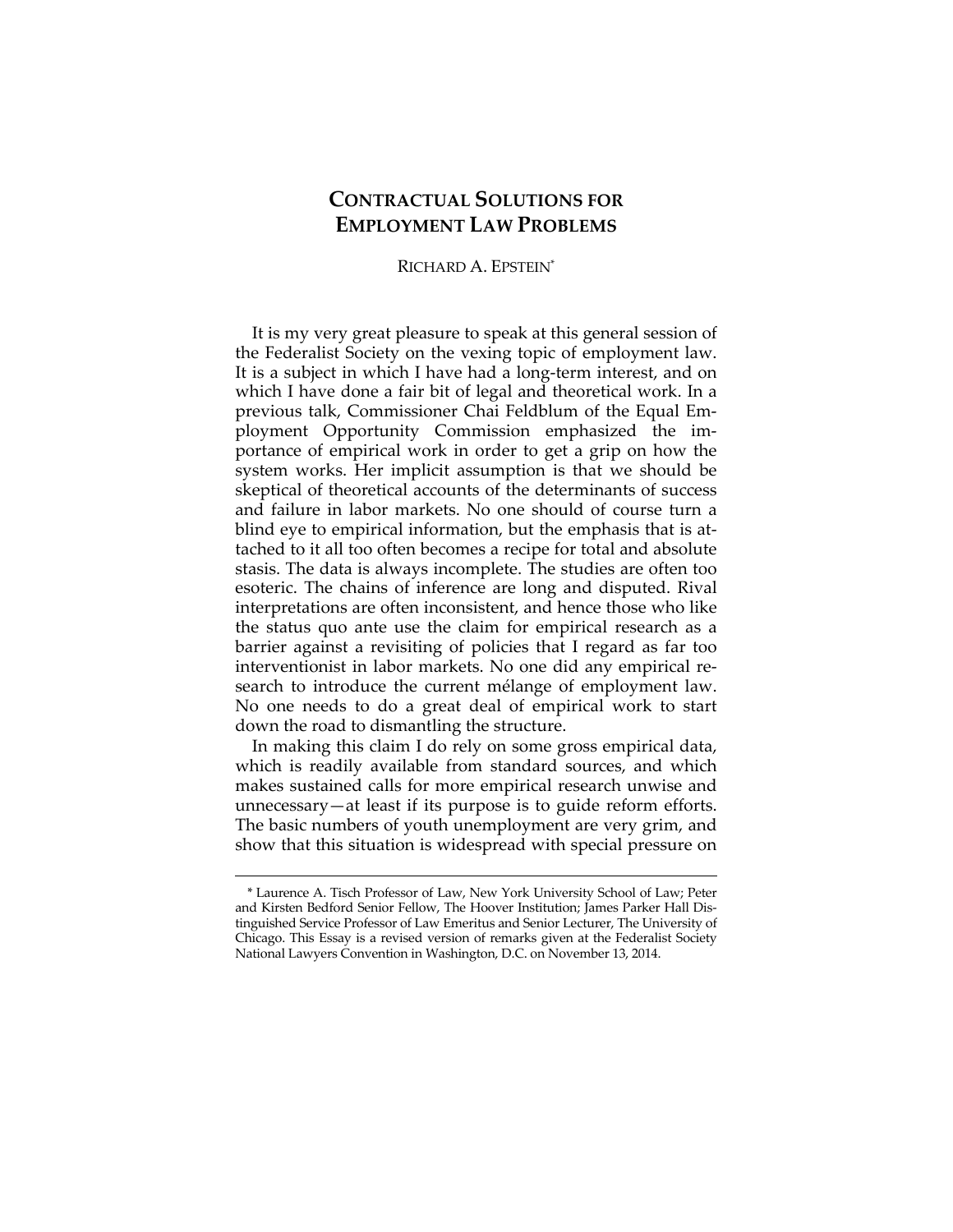# CONTRACTUAL SOLUTIONS FOR EMPLOYMENT LAW PROBLEMS

RICHARD A. EPSTEIN*

It is my very great pleasure to speak at this general session of the Federalist Society on the vexing topic of employment law. It is a subject in which I have had a long-term interest, and on which I have done a fair bit of legal and theoretical work. In a previous talk, Commissioner Chai Feldblum of the Equal Employment Opportunity Commission emphasized the importance of empirical work in order to get a grip on how the system works. Her implicit assumption is that we should be skeptical of theoretical accounts of the determinants of success and failure in labor markets. No one should of course turn a blind eye to empirical information, but the emphasis that is attached to it all too often becomes a recipe for total and absolute stasis. The data is always incomplete. The studies are often too esoteric. The chains of inference are long and disputed. Rival interpretations are often inconsistent, and hence those who like the status quo ante use the claim for empirical research as a barrier against a revisiting of policies that I regard as far too interventionist in labor markets. No one did any empirical research to introduce the current mélange of employment law. No one needs to do a great deal of empirical work to start down the road to dismantling the structure.

In making this claim I do rely on some gross empirical data, which is readily available from standard sources, and which makes sustained calls for more empirical research unwise and unnecessary—at least if its purpose is to guide reform efforts. The basic numbers of youth unemployment are very grim, and show that this situation is widespread with special pressure on

---

\* Laurence A. Tisch Professor of Law, New York University School of Law; Peter and Kirsten Bedford Senior Fellow, The Hoover Institution; James Parker Hall Distinguished Service Professor of Law Emeritus and Senior Lecturer, The University of Chicago. This Essay is a revised version of remarks given at the Federalist Society National Lawyers Convention in Washington, D.C. on November 13, 2014.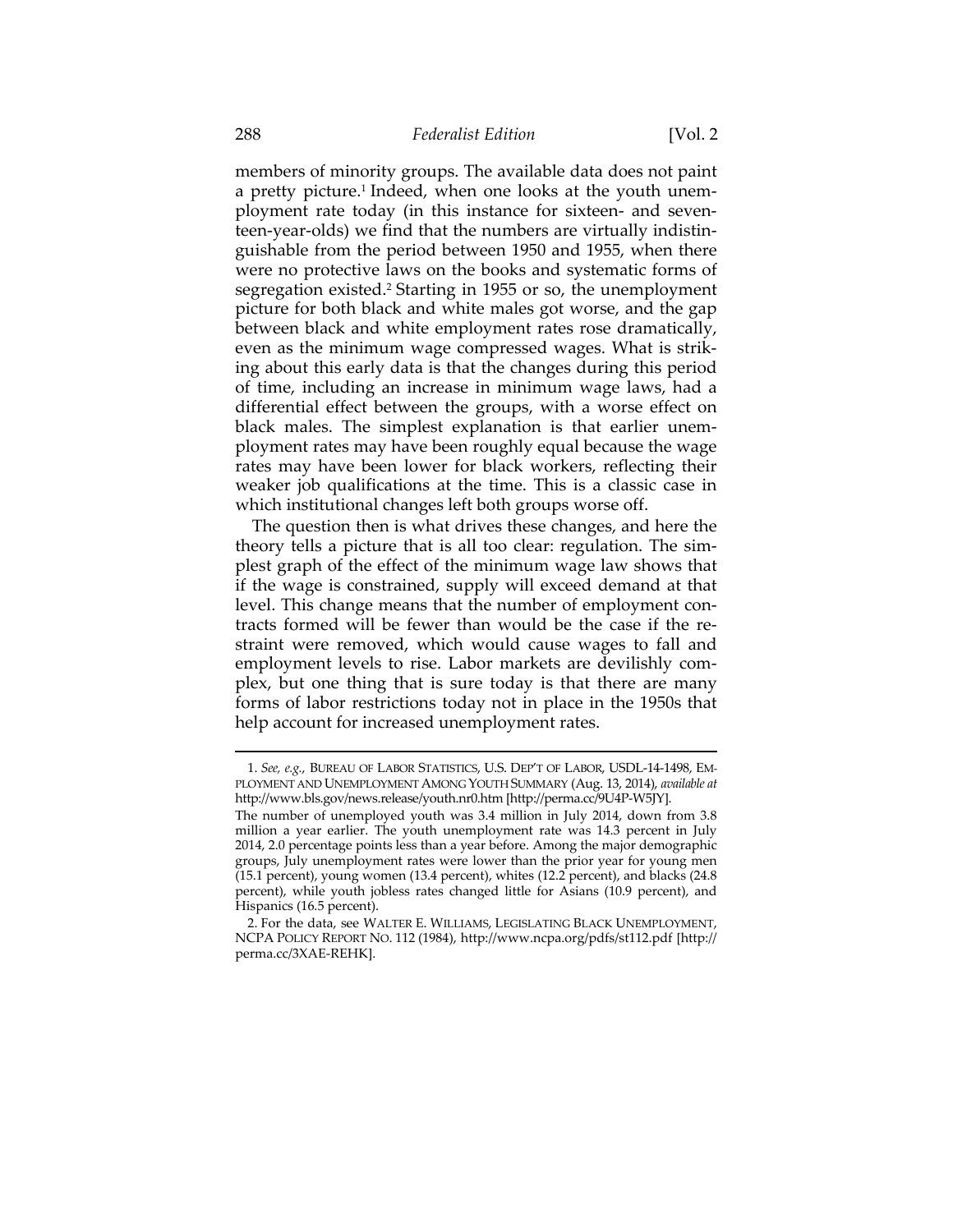members of minority groups. The available data does not paint a pretty picture.[1] Indeed, when one looks at the youth unemployment rate today (in this instance for sixteen- and seventeen-year-olds) we find that the numbers are virtually indistinguishable from the period between 1950 and 1955, when there were no protective laws on the books and systematic forms of segregation existed.[2] Starting in 1955 or so, the unemployment picture for both black and white males got worse, and the gap between black and white employment rates rose dramatically, even as the minimum wage compressed wages. What is striking about this early data is that the changes during this period of time, including an increase in minimum wage laws, had a differential effect between the groups, with a worse effect on black males. The simplest explanation is that earlier unemployment rates may have been roughly equal because the wage rates may have been lower for black workers, reflecting their weaker job qualifications at the time. This is a classic case in which institutional changes left both groups worse off.

The question then is what drives these changes, and here the theory tells a picture that is all too clear: regulation. The simplest graph of the effect of the minimum wage law shows that if the wage is constrained, supply will exceed demand at that level. This change means that the number of employment contracts formed will be fewer than would be the case if the restraint were removed, which would cause wages to fall and employment levels to rise. Labor markets are devilishly complex, but one thing that is sure today is that there are many forms of labor restrictions today not in place in the 1950s that help account for increased unemployment rates.

---

1. *See, e.g.*, BUREAU OF LABOR STATISTICS, U.S. DEP'T OF LABOR, USDL-14-1498, EMPLOYMENT AND UNEMPLOYMENT AMONG YOUTH SUMMARY (Aug. 13, 2014), *available at* http://www.bls.gov/news.release/youth.nr0.htm [http://perma.cc/9U4P-W5JY].

The number of unemployed youth was 3.4 million in July 2014, down from 3.8 million a year earlier. The youth unemployment rate was 14.3 percent in July 2014, 2.0 percentage points less than a year before. Among the major demographic groups, July unemployment rates were lower than the prior year for young men (15.1 percent), young women (13.4 percent), whites (12.2 percent), and blacks (24.8 percent), while youth jobless rates changed little for Asians (10.9 percent), and Hispanics (16.5 percent).

2. For the data, see WALTER E. WILLIAMS, LEGISLATING BLACK UNEMPLOYMENT, NCPA POLICY REPORT NO. 112 (1984), http://www.ncpa.org/pdfs/st112.pdf [http://perma.cc/3XAE-REHK].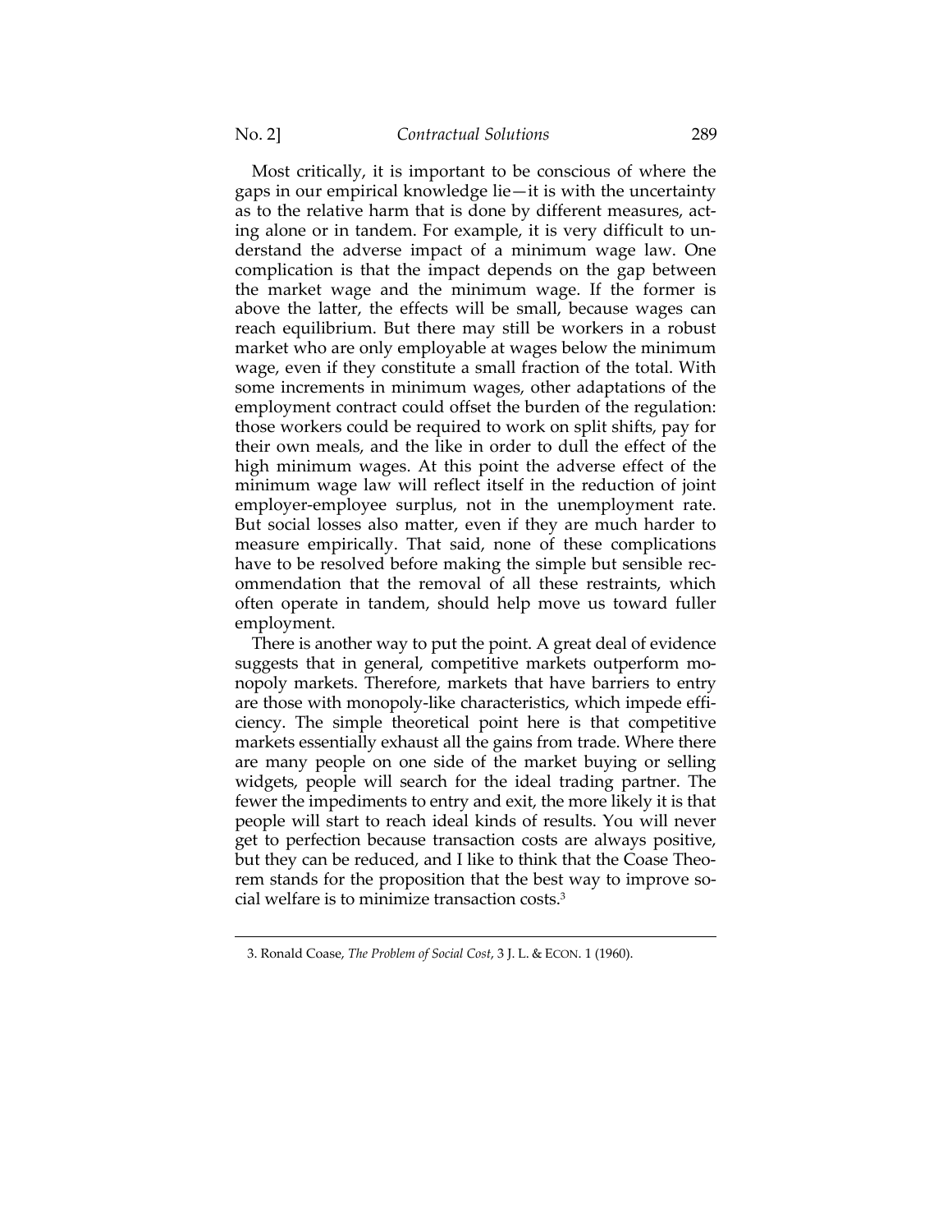Most critically, it is important to be conscious of where the gaps in our empirical knowledge lie—it is with the uncertainty as to the relative harm that is done by different measures, acting alone or in tandem. For example, it is very difficult to understand the adverse impact of a minimum wage law. One complication is that the impact depends on the gap between the market wage and the minimum wage. If the former is above the latter, the effects will be small, because wages can reach equilibrium. But there may still be workers in a robust market who are only employable at wages below the minimum wage, even if they constitute a small fraction of the total. With some increments in minimum wages, other adaptations of the employment contract could offset the burden of the regulation: those workers could be required to work on split shifts, pay for their own meals, and the like in order to dull the effect of the high minimum wages. At this point the adverse effect of the minimum wage law will reflect itself in the reduction of joint employer-employee surplus, not in the unemployment rate. But social losses also matter, even if they are much harder to measure empirically. That said, none of these complications have to be resolved before making the simple but sensible recommendation that the removal of all these restraints, which often operate in tandem, should help move us toward fuller employment.

There is another way to put the point. A great deal of evidence suggests that in general, competitive markets outperform monopoly markets. Therefore, markets that have barriers to entry are those with monopoly-like characteristics, which impede efficiency. The simple theoretical point here is that competitive markets essentially exhaust all the gains from trade. Where there are many people on one side of the market buying or selling widgets, people will search for the ideal trading partner. The fewer the impediments to entry and exit, the more likely it is that people will start to reach ideal kinds of results. You will never get to perfection because transaction costs are always positive, but they can be reduced, and I like to think that the Coase Theorem stands for the proposition that the best way to improve social welfare is to minimize transaction costs.[3]

---

3. Ronald Coase, *The Problem of Social Cost*, 3 J. L. & ECON. 1 (1960).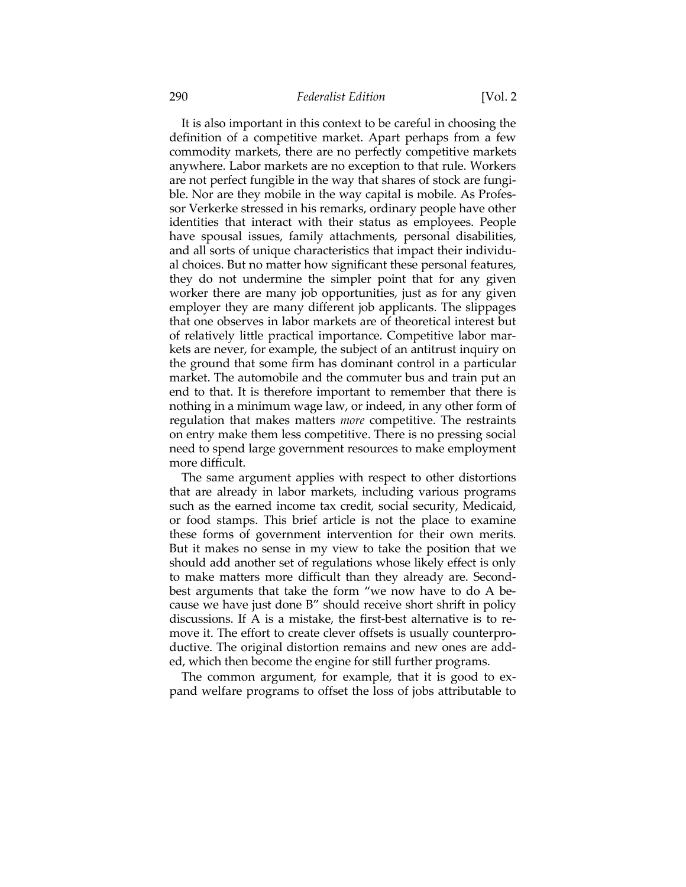It is also important in this context to be careful in choosing the definition of a competitive market. Apart perhaps from a few commodity markets, there are no perfectly competitive markets anywhere. Labor markets are no exception to that rule. Workers are not perfect fungible in the way that shares of stock are fungible. Nor are they mobile in the way capital is mobile. As Professor Verkerke stressed in his remarks, ordinary people have other identities that interact with their status as employees. People have spousal issues, family attachments, personal disabilities, and all sorts of unique characteristics that impact their individual choices. But no matter how significant these personal features, they do not undermine the simpler point that for any given worker there are many job opportunities, just as for any given employer they are many different job applicants. The slippages that one observes in labor markets are of theoretical interest but of relatively little practical importance. Competitive labor markets are never, for example, the subject of an antitrust inquiry on the ground that some firm has dominant control in a particular market. The automobile and the commuter bus and train put an end to that. It is therefore important to remember that there is nothing in a minimum wage law, or indeed, in any other form of regulation that makes matters *more* competitive. The restraints on entry make them less competitive. There is no pressing social need to spend large government resources to make employment more difficult.

The same argument applies with respect to other distortions that are already in labor markets, including various programs such as the earned income tax credit, social security, Medicaid, or food stamps. This brief article is not the place to examine these forms of government intervention for their own merits. But it makes no sense in my view to take the position that we should add another set of regulations whose likely effect is only to make matters more difficult than they already are. Second-best arguments that take the form "we now have to do A because we have just done B" should receive short shrift in policy discussions. If A is a mistake, the first-best alternative is to remove it. The effort to create clever offsets is usually counterproductive. The original distortion remains and new ones are added, which then become the engine for still further programs.

The common argument, for example, that it is good to expand welfare programs to offset the loss of jobs attributable to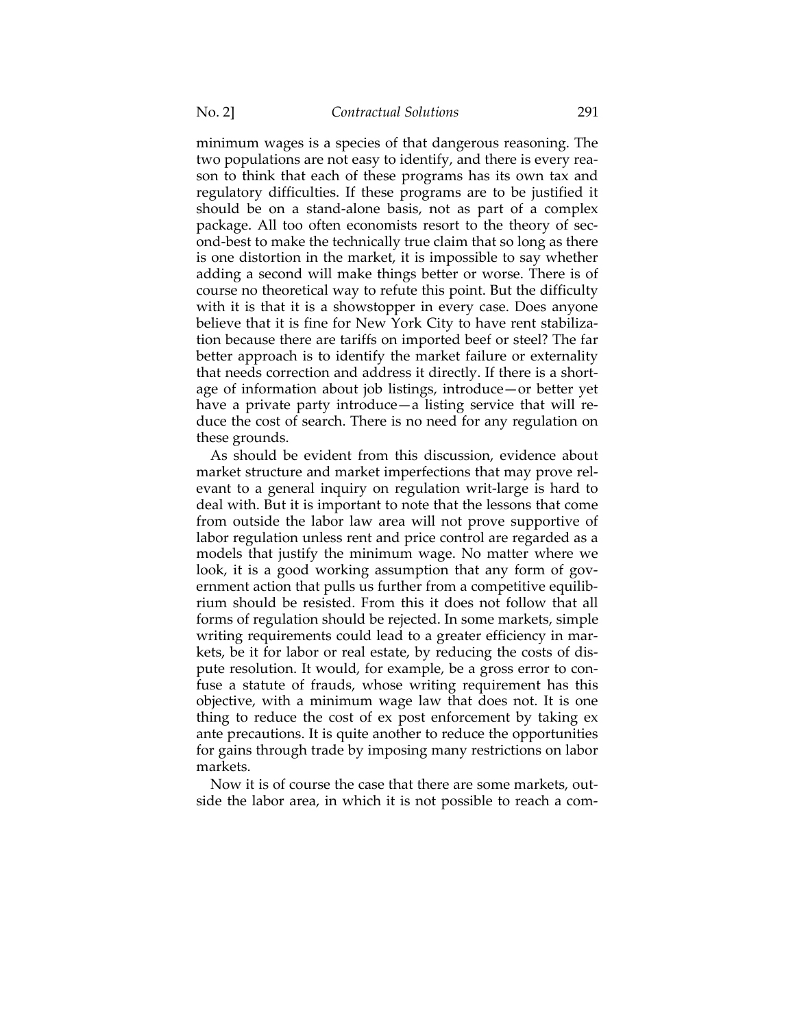minimum wages is a species of that dangerous reasoning. The two populations are not easy to identify, and there is every reason to think that each of these programs has its own tax and regulatory difficulties. If these programs are to be justified it should be on a stand-alone basis, not as part of a complex package. All too often economists resort to the theory of second-best to make the technically true claim that so long as there is one distortion in the market, it is impossible to say whether adding a second will make things better or worse. There is of course no theoretical way to refute this point. But the difficulty with it is that it is a showstopper in every case. Does anyone believe that it is fine for New York City to have rent stabilization because there are tariffs on imported beef or steel? The far better approach is to identify the market failure or externality that needs correction and address it directly. If there is a shortage of information about job listings, introduce—or better yet have a private party introduce—a listing service that will reduce the cost of search. There is no need for any regulation on these grounds.

As should be evident from this discussion, evidence about market structure and market imperfections that may prove relevant to a general inquiry on regulation writ-large is hard to deal with. But it is important to note that the lessons that come from outside the labor law area will not prove supportive of labor regulation unless rent and price control are regarded as a models that justify the minimum wage. No matter where we look, it is a good working assumption that any form of government action that pulls us further from a competitive equilibrium should be resisted. From this it does not follow that all forms of regulation should be rejected. In some markets, simple writing requirements could lead to a greater efficiency in markets, be it for labor or real estate, by reducing the costs of dispute resolution. It would, for example, be a gross error to confuse a statute of frauds, whose writing requirement has this objective, with a minimum wage law that does not. It is one thing to reduce the cost of ex post enforcement by taking ex ante precautions. It is quite another to reduce the opportunities for gains through trade by imposing many restrictions on labor markets.

Now it is of course the case that there are some markets, outside the labor area, in which it is not possible to reach a com-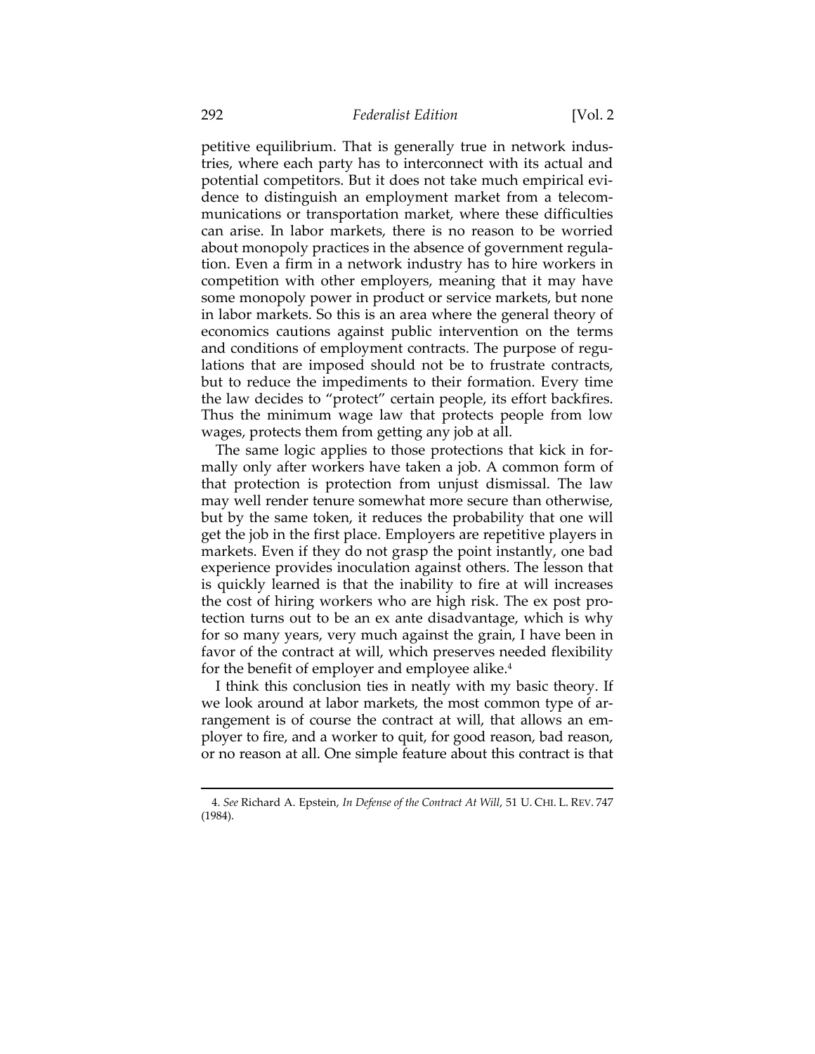petitive equilibrium. That is generally true in network industries, where each party has to interconnect with its actual and potential competitors. But it does not take much empirical evidence to distinguish an employment market from a telecommunications or transportation market, where these difficulties can arise. In labor markets, there is no reason to be worried about monopoly practices in the absence of government regulation. Even a firm in a network industry has to hire workers in competition with other employers, meaning that it may have some monopoly power in product or service markets, but none in labor markets. So this is an area where the general theory of economics cautions against public intervention on the terms and conditions of employment contracts. The purpose of regulations that are imposed should not be to frustrate contracts, but to reduce the impediments to their formation. Every time the law decides to "protect" certain people, its effort backfires. Thus the minimum wage law that protects people from low wages, protects them from getting any job at all.

The same logic applies to those protections that kick in formally only after workers have taken a job. A common form of that protection is protection from unjust dismissal. The law may well render tenure somewhat more secure than otherwise, but by the same token, it reduces the probability that one will get the job in the first place. Employers are repetitive players in markets. Even if they do not grasp the point instantly, one bad experience provides inoculation against others. The lesson that is quickly learned is that the inability to fire at will increases the cost of hiring workers who are high risk. The ex post protection turns out to be an ex ante disadvantage, which is why for so many years, very much against the grain, I have been in favor of the contract at will, which preserves needed flexibility for the benefit of employer and employee alike.[4]

I think this conclusion ties in neatly with my basic theory. If we look around at labor markets, the most common type of arrangement is of course the contract at will, that allows an employer to fire, and a worker to quit, for good reason, bad reason, or no reason at all. One simple feature about this contract is that

---

4. *See* Richard A. Epstein, *In Defense of the Contract At Will*, 51 U. CHI. L. REV. 747 (1984).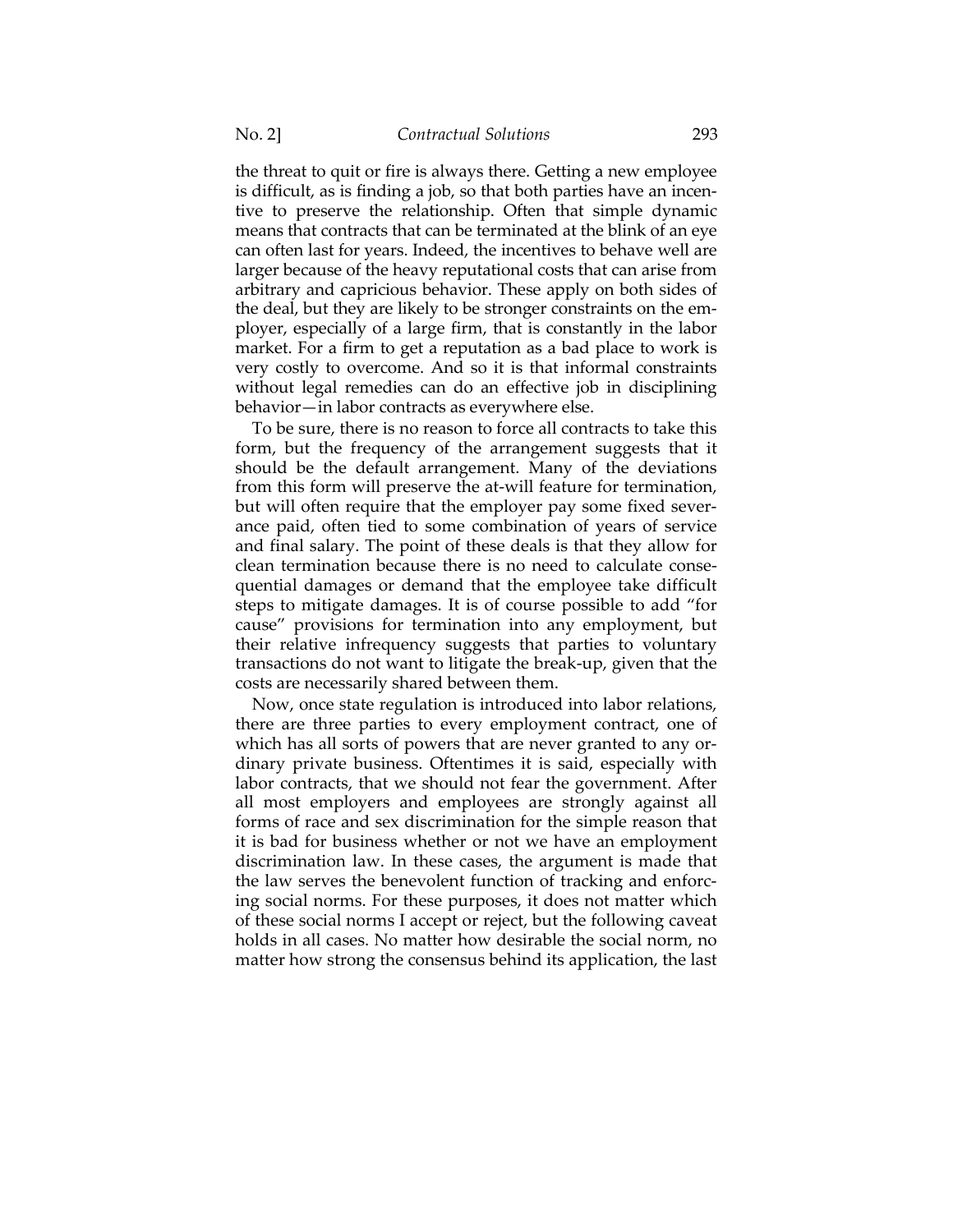the threat to quit or fire is always there. Getting a new employee is difficult, as is finding a job, so that both parties have an incentive to preserve the relationship. Often that simple dynamic means that contracts that can be terminated at the blink of an eye can often last for years. Indeed, the incentives to behave well are larger because of the heavy reputational costs that can arise from arbitrary and capricious behavior. These apply on both sides of the deal, but they are likely to be stronger constraints on the employer, especially of a large firm, that is constantly in the labor market. For a firm to get a reputation as a bad place to work is very costly to overcome. And so it is that informal constraints without legal remedies can do an effective job in disciplining behavior—in labor contracts as everywhere else.

To be sure, there is no reason to force all contracts to take this form, but the frequency of the arrangement suggests that it should be the default arrangement. Many of the deviations from this form will preserve the at-will feature for termination, but will often require that the employer pay some fixed severance paid, often tied to some combination of years of service and final salary. The point of these deals is that they allow for clean termination because there is no need to calculate consequential damages or demand that the employee take difficult steps to mitigate damages. It is of course possible to add "for cause" provisions for termination into any employment, but their relative infrequency suggests that parties to voluntary transactions do not want to litigate the break-up, given that the costs are necessarily shared between them.

Now, once state regulation is introduced into labor relations, there are three parties to every employment contract, one of which has all sorts of powers that are never granted to any ordinary private business. Oftentimes it is said, especially with labor contracts, that we should not fear the government. After all most employers and employees are strongly against all forms of race and sex discrimination for the simple reason that it is bad for business whether or not we have an employment discrimination law. In these cases, the argument is made that the law serves the benevolent function of tracking and enforcing social norms. For these purposes, it does not matter which of these social norms I accept or reject, but the following caveat holds in all cases. No matter how desirable the social norm, no matter how strong the consensus behind its application, the last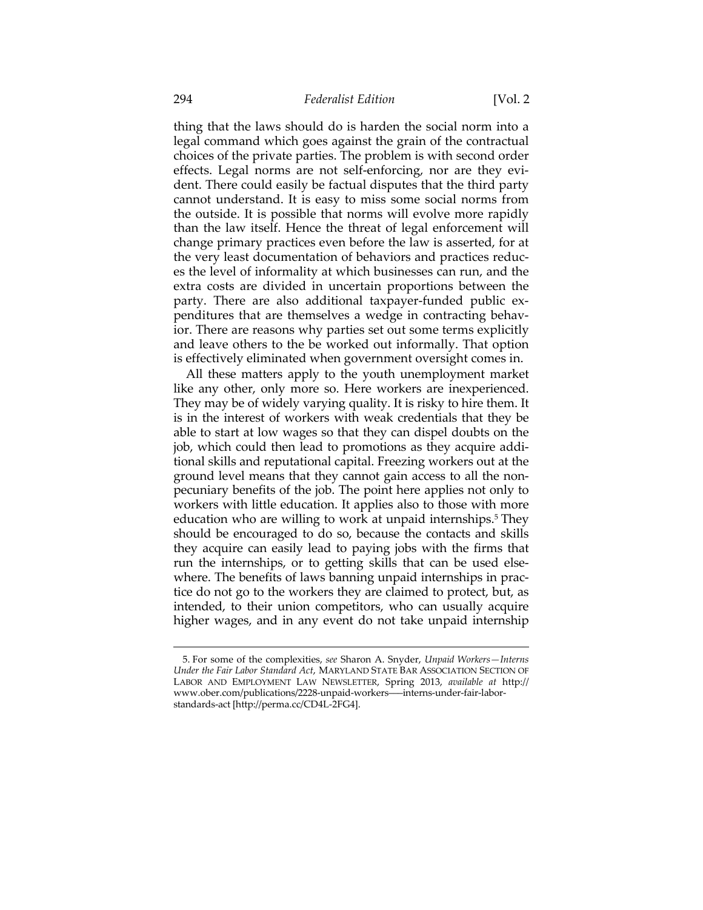thing that the laws should do is harden the social norm into a legal command which goes against the grain of the contractual choices of the private parties. The problem is with second order effects. Legal norms are not self-enforcing, nor are they evident. There could easily be factual disputes that the third party cannot understand. It is easy to miss some social norms from the outside. It is possible that norms will evolve more rapidly than the law itself. Hence the threat of legal enforcement will change primary practices even before the law is asserted, for at the very least documentation of behaviors and practices reduces the level of informality at which businesses can run, and the extra costs are divided in uncertain proportions between the party. There are also additional taxpayer-funded public expenditures that are themselves a wedge in contracting behavior. There are reasons why parties set out some terms explicitly and leave others to the be worked out informally. That option is effectively eliminated when government oversight comes in.

All these matters apply to the youth unemployment market like any other, only more so. Here workers are inexperienced. They may be of widely varying quality. It is risky to hire them. It is in the interest of workers with weak credentials that they be able to start at low wages so that they can dispel doubts on the job, which could then lead to promotions as they acquire additional skills and reputational capital. Freezing workers out at the ground level means that they cannot gain access to all the nonpecuniary benefits of the job. The point here applies not only to workers with little education. It applies also to those with more education who are willing to work at unpaid internships.[5] They should be encouraged to do so, because the contacts and skills they acquire can easily lead to paying jobs with the firms that run the internships, or to getting skills that can be used elsewhere. The benefits of laws banning unpaid internships in practice do not go to the workers they are claimed to protect, but, as intended, to their union competitors, who can usually acquire higher wages, and in any event do not take unpaid internship

5. For some of the complexities, *see* Sharon A. Snyder, *Unpaid Workers—Interns Under the Fair Labor Standard Act*, MARYLAND STATE BAR ASSOCIATION SECTION OF LABOR AND EMPLOYMENT LAW NEWSLETTER, Spring 2013, *available at* http://www.ober.com/publications/2228-unpaid-workers—-interns-under-fair-labor-standards-act [http://perma.cc/CD4L-2FG4].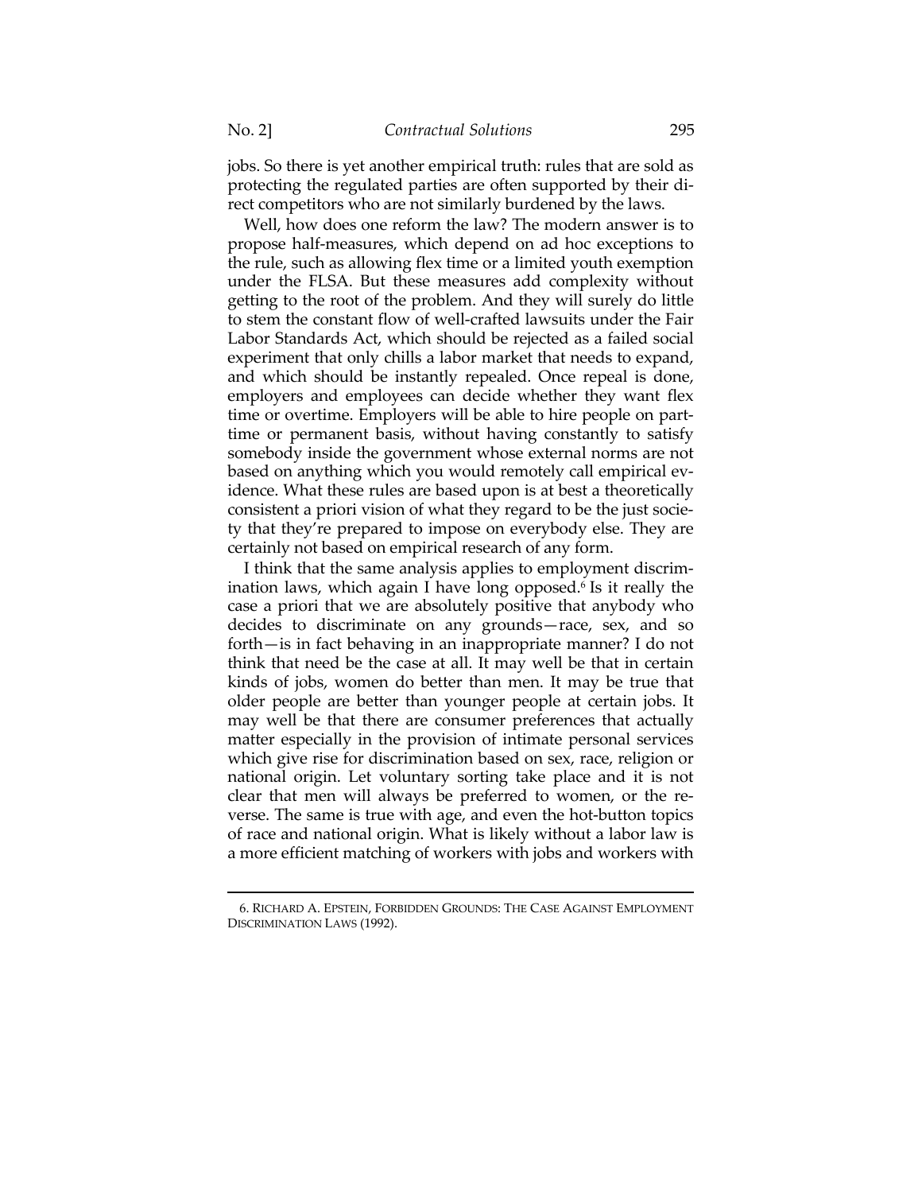jobs. So there is yet another empirical truth: rules that are sold as protecting the regulated parties are often supported by their direct competitors who are not similarly burdened by the laws.

Well, how does one reform the law? The modern answer is to propose half-measures, which depend on ad hoc exceptions to the rule, such as allowing flex time or a limited youth exemption under the FLSA. But these measures add complexity without getting to the root of the problem. And they will surely do little to stem the constant flow of well-crafted lawsuits under the Fair Labor Standards Act, which should be rejected as a failed social experiment that only chills a labor market that needs to expand, and which should be instantly repealed. Once repeal is done, employers and employees can decide whether they want flex time or overtime. Employers will be able to hire people on part-time or permanent basis, without having constantly to satisfy somebody inside the government whose external norms are not based on anything which you would remotely call empirical evidence. What these rules are based upon is at best a theoretically consistent a priori vision of what they regard to be the just society that they're prepared to impose on everybody else. They are certainly not based on empirical research of any form.

I think that the same analysis applies to employment discrimination laws, which again I have long opposed.[6] Is it really the case a priori that we are absolutely positive that anybody who decides to discriminate on any grounds—race, sex, and so forth—is in fact behaving in an inappropriate manner? I do not think that need be the case at all. It may well be that in certain kinds of jobs, women do better than men. It may be true that older people are better than younger people at certain jobs. It may well be that there are consumer preferences that actually matter especially in the provision of intimate personal services which give rise for discrimination based on sex, race, religion or national origin. Let voluntary sorting take place and it is not clear that men will always be preferred to women, or the reverse. The same is true with age, and even the hot-button topics of race and national origin. What is likely without a labor law is a more efficient matching of workers with jobs and workers with

---

6. RICHARD A. EPSTEIN, FORBIDDEN GROUNDS: THE CASE AGAINST EMPLOYMENT DISCRIMINATION LAWS (1992).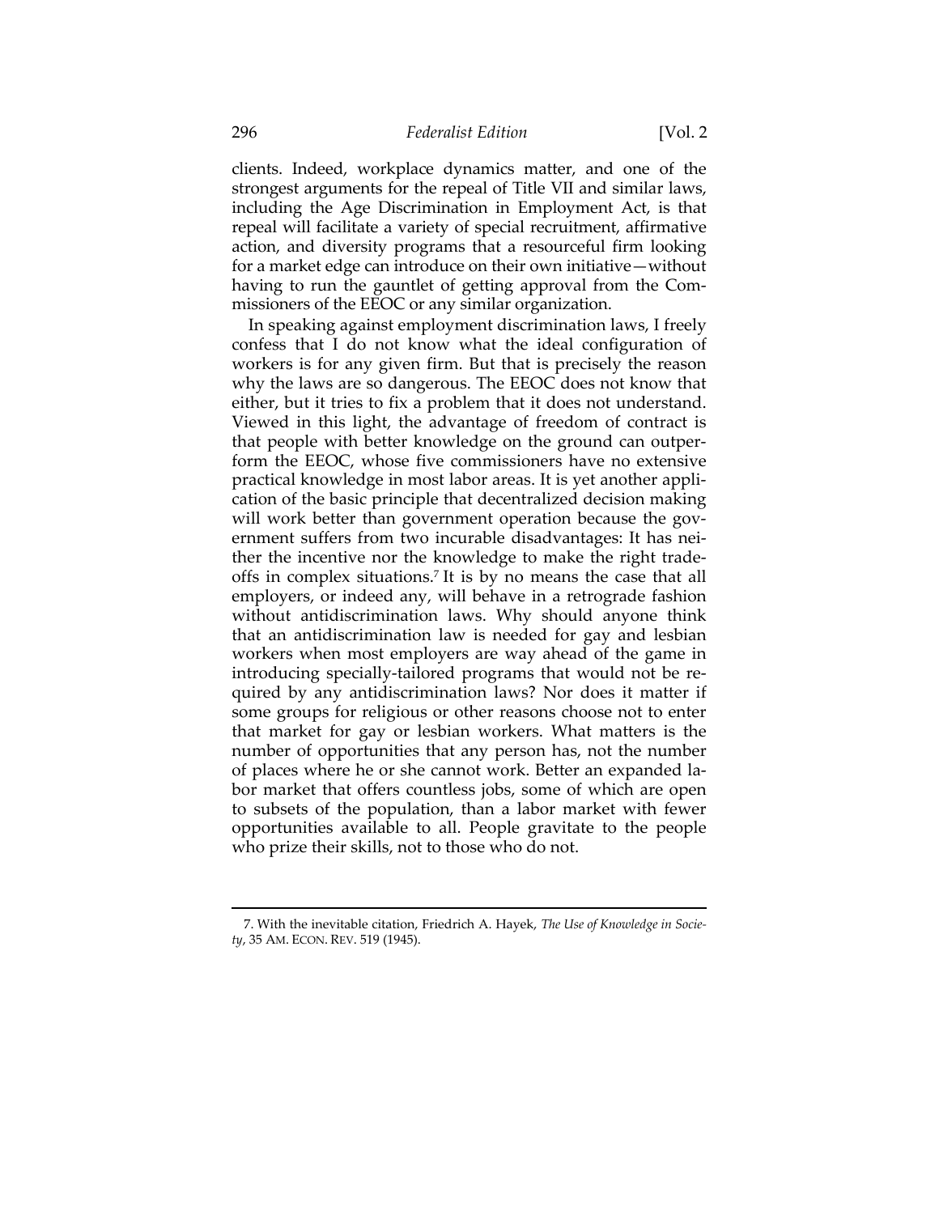clients. Indeed, workplace dynamics matter, and one of the strongest arguments for the repeal of Title VII and similar laws, including the Age Discrimination in Employment Act, is that repeal will facilitate a variety of special recruitment, affirmative action, and diversity programs that a resourceful firm looking for a market edge can introduce on their own initiative—without having to run the gauntlet of getting approval from the Commissioners of the EEOC or any similar organization.

In speaking against employment discrimination laws, I freely confess that I do not know what the ideal configuration of workers is for any given firm. But that is precisely the reason why the laws are so dangerous. The EEOC does not know that either, but it tries to fix a problem that it does not understand. Viewed in this light, the advantage of freedom of contract is that people with better knowledge on the ground can outperform the EEOC, whose five commissioners have no extensive practical knowledge in most labor areas. It is yet another application of the basic principle that decentralized decision making will work better than government operation because the government suffers from two incurable disadvantages: It has neither the incentive nor the knowledge to make the right tradeoffs in complex situations.[7] It is by no means the case that all employers, or indeed any, will behave in a retrograde fashion without antidiscrimination laws. Why should anyone think that an antidiscrimination law is needed for gay and lesbian workers when most employers are way ahead of the game in introducing specially-tailored programs that would not be required by any antidiscrimination laws? Nor does it matter if some groups for religious or other reasons choose not to enter that market for gay or lesbian workers. What matters is the number of opportunities that any person has, not the number of places where he or she cannot work. Better an expanded labor market that offers countless jobs, some of which are open to subsets of the population, than a labor market with fewer opportunities available to all. People gravitate to the people who prize their skills, not to those who do not.

---

7. With the inevitable citation, Friedrich A. Hayek, *The Use of Knowledge in Society*, 35 AM. ECON. REV. 519 (1945).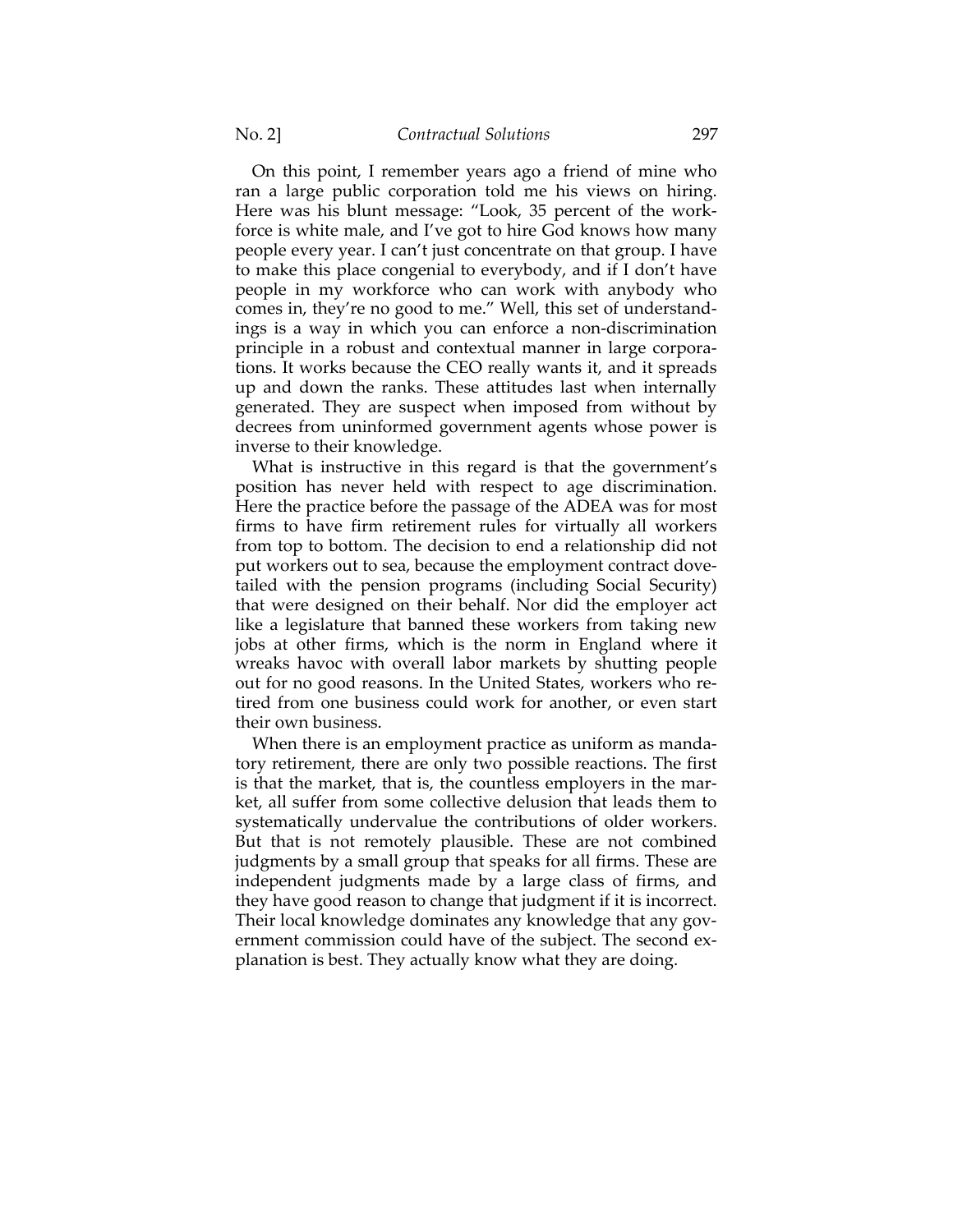On this point, I remember years ago a friend of mine who ran a large public corporation told me his views on hiring. Here was his blunt message: "Look, 35 percent of the workforce is white male, and I've got to hire God knows how many people every year. I can't just concentrate on that group. I have to make this place congenial to everybody, and if I don't have people in my workforce who can work with anybody who comes in, they're no good to me." Well, this set of understandings is a way in which you can enforce a non-discrimination principle in a robust and contextual manner in large corporations. It works because the CEO really wants it, and it spreads up and down the ranks. These attitudes last when internally generated. They are suspect when imposed from without by decrees from uninformed government agents whose power is inverse to their knowledge.

What is instructive in this regard is that the government's position has never held with respect to age discrimination. Here the practice before the passage of the ADEA was for most firms to have firm retirement rules for virtually all workers from top to bottom. The decision to end a relationship did not put workers out to sea, because the employment contract dovetailed with the pension programs (including Social Security) that were designed on their behalf. Nor did the employer act like a legislature that banned these workers from taking new jobs at other firms, which is the norm in England where it wreaks havoc with overall labor markets by shutting people out for no good reasons. In the United States, workers who retired from one business could work for another, or even start their own business.

When there is an employment practice as uniform as mandatory retirement, there are only two possible reactions. The first is that the market, that is, the countless employers in the market, all suffer from some collective delusion that leads them to systematically undervalue the contributions of older workers. But that is not remotely plausible. These are not combined judgments by a small group that speaks for all firms. These are independent judgments made by a large class of firms, and they have good reason to change that judgment if it is incorrect. Their local knowledge dominates any knowledge that any government commission could have of the subject. The second explanation is best. They actually know what they are doing.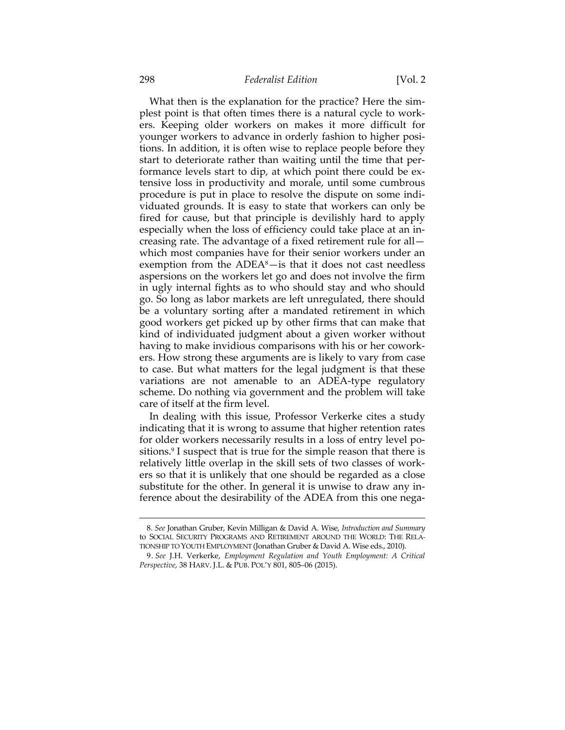What then is the explanation for the practice? Here the simplest point is that often times there is a natural cycle to workers. Keeping older workers on makes it more difficult for younger workers to advance in orderly fashion to higher positions. In addition, it is often wise to replace people before they start to deteriorate rather than waiting until the time that performance levels start to dip, at which point there could be extensive loss in productivity and morale, until some cumbrous procedure is put in place to resolve the dispute on some individuated grounds. It is easy to state that workers can only be fired for cause, but that principle is devilishly hard to apply especially when the loss of efficiency could take place at an increasing rate. The advantage of a fixed retirement rule for all—which most companies have for their senior workers under an exemption from the ADEA[8]—is that it does not cast needless aspersions on the workers let go and does not involve the firm in ugly internal fights as to who should stay and who should go. So long as labor markets are left unregulated, there should be a voluntary sorting after a mandated retirement in which good workers get picked up by other firms that can make that kind of individuated judgment about a given worker without having to make invidious comparisons with his or her coworkers. How strong these arguments are is likely to vary from case to case. But what matters for the legal judgment is that these variations are not amenable to an ADEA-type regulatory scheme. Do nothing via government and the problem will take care of itself at the firm level.

In dealing with this issue, Professor Verkerke cites a study indicating that it is wrong to assume that higher retention rates for older workers necessarily results in a loss of entry level positions.[9] I suspect that is true for the simple reason that there is relatively little overlap in the skill sets of two classes of workers so that it is unlikely that one should be regarded as a close substitute for the other. In general it is unwise to draw any inference about the desirability of the ADEA from this one nega-

---

8. *See* Jonathan Gruber, Kevin Milligan & David A. Wise, *Introduction and Summary* to SOCIAL SECURITY PROGRAMS AND RETIREMENT AROUND THE WORLD: THE RELATIONSHIP TO YOUTH EMPLOYMENT (Jonathan Gruber & David A. Wise eds., 2010).

9. *See* J.H. Verkerke, *Employment Regulation and Youth Employment: A Critical Perspective*, 38 HARV. J.L. & PUB. POL'Y 801, 805–06 (2015).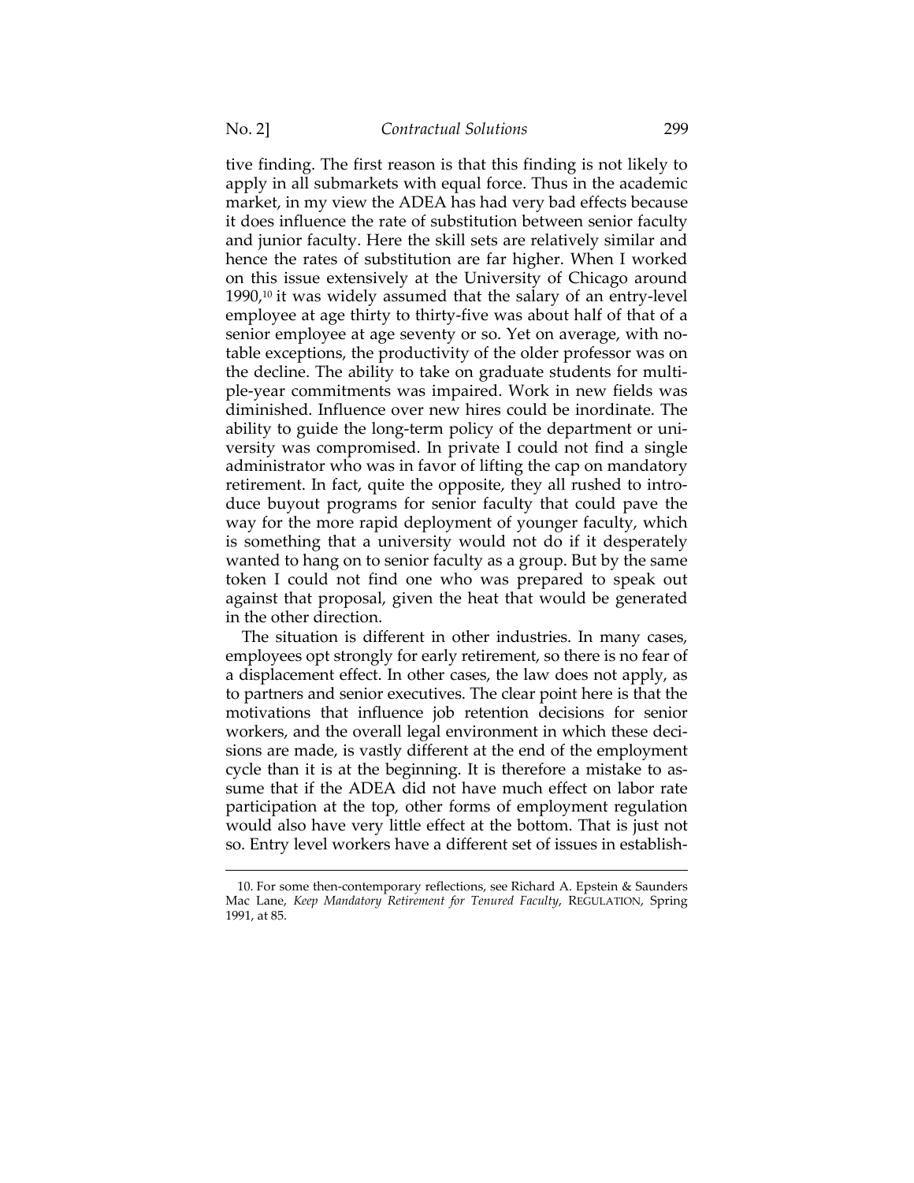tive finding. The first reason is that this finding is not likely to apply in all submarkets with equal force. Thus in the academic market, in my view the ADEA has had very bad effects because it does influence the rate of substitution between senior faculty and junior faculty. Here the skill sets are relatively similar and hence the rates of substitution are far higher. When I worked on this issue extensively at the University of Chicago around 1990,[10] it was widely assumed that the salary of an entry-level employee at age thirty to thirty-five was about half of that of a senior employee at age seventy or so. Yet on average, with notable exceptions, the productivity of the older professor was on the decline. The ability to take on graduate students for multiple-year commitments was impaired. Work in new fields was diminished. Influence over new hires could be inordinate. The ability to guide the long-term policy of the department or university was compromised. In private I could not find a single administrator who was in favor of lifting the cap on mandatory retirement. In fact, quite the opposite, they all rushed to introduce buyout programs for senior faculty that could pave the way for the more rapid deployment of younger faculty, which is something that a university would not do if it desperately wanted to hang on to senior faculty as a group. But by the same token I could not find one who was prepared to speak out against that proposal, given the heat that would be generated in the other direction.

The situation is different in other industries. In many cases, employees opt strongly for early retirement, so there is no fear of a displacement effect. In other cases, the law does not apply, as to partners and senior executives. The clear point here is that the motivations that influence job retention decisions for senior workers, and the overall legal environment in which these decisions are made, is vastly different at the end of the employment cycle than it is at the beginning. It is therefore a mistake to assume that if the ADEA did not have much effect on labor rate participation at the top, other forms of employment regulation would also have very little effect at the bottom. That is just not so. Entry level workers have a different set of issues in establish-

---

10. For some then-contemporary reflections, see Richard A. Epstein & Saunders Mac Lane, *Keep Mandatory Retirement for Tenured Faculty*, REGULATION, Spring 1991, at 85.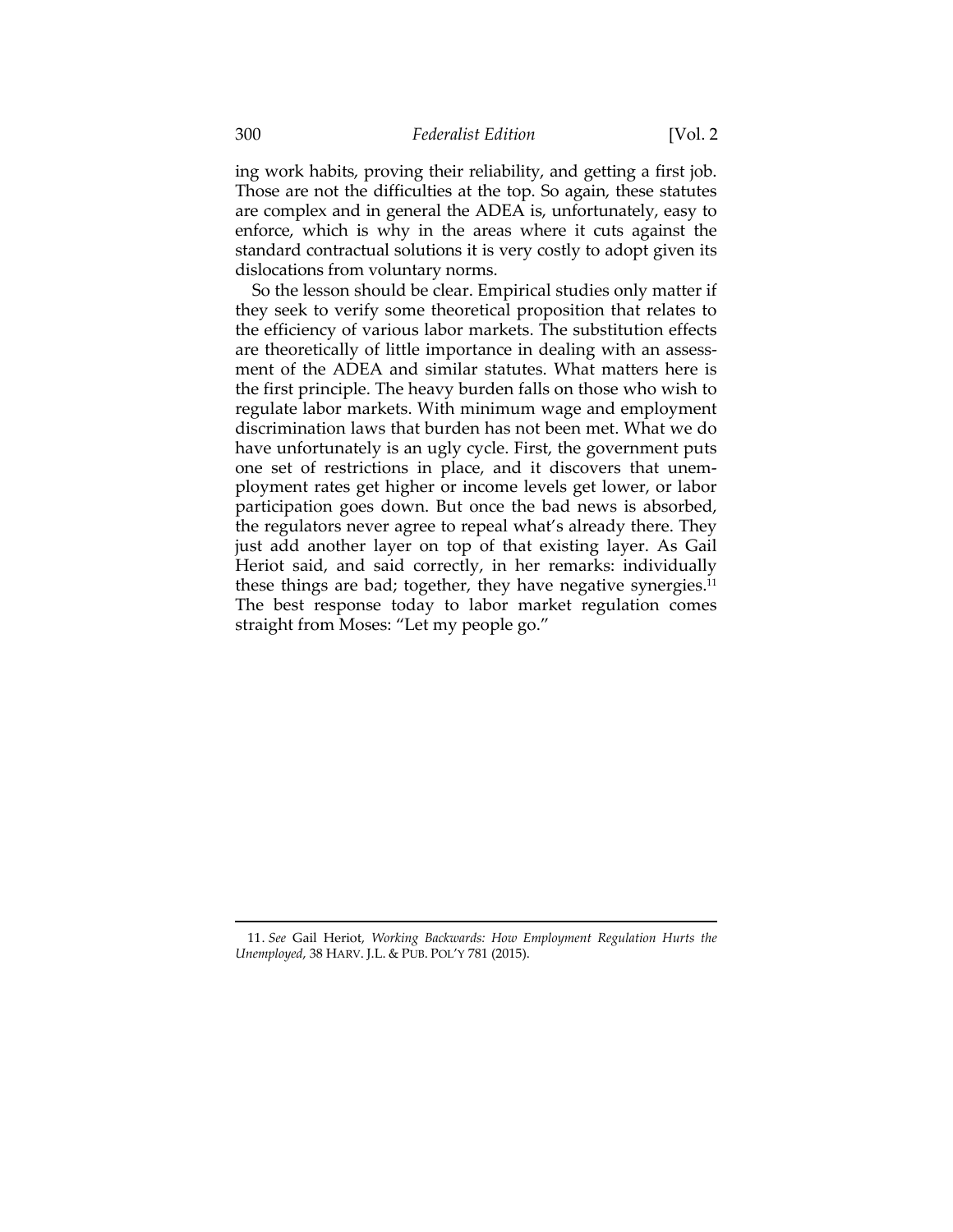ing work habits, proving their reliability, and getting a first job. Those are not the difficulties at the top. So again, these statutes are complex and in general the ADEA is, unfortunately, easy to enforce, which is why in the areas where it cuts against the standard contractual solutions it is very costly to adopt given its dislocations from voluntary norms.

So the lesson should be clear. Empirical studies only matter if they seek to verify some theoretical proposition that relates to the efficiency of various labor markets. The substitution effects are theoretically of little importance in dealing with an assessment of the ADEA and similar statutes. What matters here is the first principle. The heavy burden falls on those who wish to regulate labor markets. With minimum wage and employment discrimination laws that burden has not been met. What we do have unfortunately is an ugly cycle. First, the government puts one set of restrictions in place, and it discovers that unemployment rates get higher or income levels get lower, or labor participation goes down. But once the bad news is absorbed, the regulators never agree to repeal what's already there. They just add another layer on top of that existing layer. As Gail Heriot said, and said correctly, in her remarks: individually these things are bad; together, they have negative synergies.[11] The best response today to labor market regulation comes straight from Moses: "Let my people go."

---

11. *See* Gail Heriot, *Working Backwards: How Employment Regulation Hurts the Unemployed*, 38 HARV. J.L. & PUB. POL'Y 781 (2015).